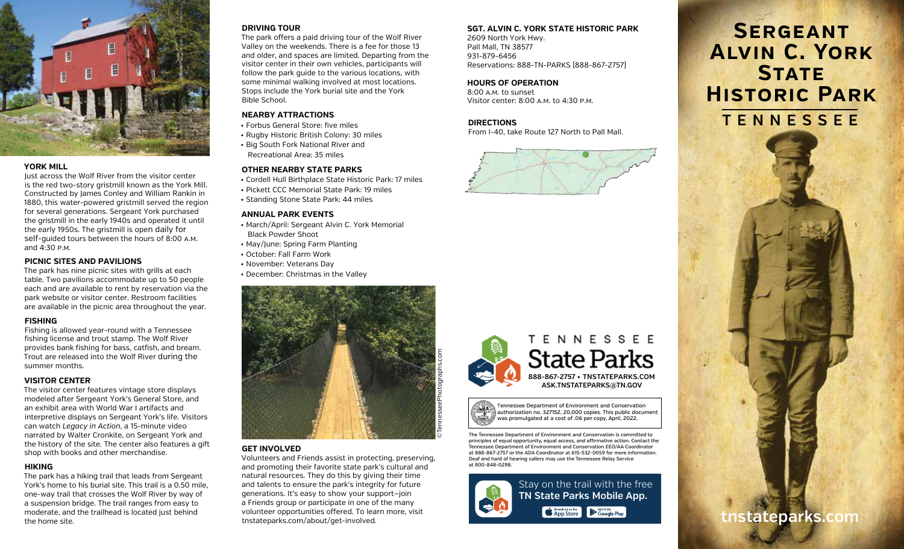## YORK MILL

Just across the Wolf River from the visitor center is the red two-story gristmill known as the York Mill. Constructed by James Conley and William Rankin in 1880, this water-powered gristmill served the region for several generations. Sergeant York purchased the gristmill in the early 1940s and operated it until the early 1950s. The gristmill is open daily for self-guided tours between the hours of 8:00 A.M. and 4:30 P.M.

## PICNIC SITES AND PAVILIONS

The park has nine picnic sites with grills at each table. Two pavilions accommodate up to 50 people each and are available to rent by reservation via the park website or visitor center. Restroom facilities are available in the picnic area throughout the year.

## FISHING

Fishing is allowed year-round with a Tennessee fishing license and trout stamp. The Wolf River provides bank fishing for bass, catfish, and bream. Trout are released into the Wolf River during the summer months.

## VISITOR CENTER

The visitor center features vintage store displays modeled after Sergeant York's General Store, and an exhibit area with World War I artifacts and interpretive displays on Sergeant York's life. Visitors can watch *Legacy in Action*, a 15-minute video narrated by Walter Cronkite, on Sergeant York and the history of the site. The center also features a gift shop with books and other merchandise.

## HIKING

The park has a hiking trail that leads from Sergeant York's home to his burial site. This trail is a 0.50 mile, one-way trail that crosses the Wolf River by way of a suspension bridge. The trail ranges from easy to moderate, and the trailhead is located just behind the home site.

## DRIVING TOUR

The park offers a paid driving tour of the Wolf River Valley on the weekends. There is a fee for those 13 and older, and spaces are limited. Departing from the visitor center in their own vehicles, participants will follow the park guide to the various locations, with some minimal walking involved at most locations. Stops include the York burial site and the York Bible School.

## NEARBY ATTRACTIONS

- Forbus General Store: five miles
- Rugby Historic British Colony: 30 miles
- Big South Fork National River and Recreational Area: 35 miles

## OTHER NEARBY STATE PARKS

- Cordell Hull Birthplace State Historic Park: 17 miles
- Pickett CCC Memorial State Park: 19 miles
- Standing Stone State Park: 44 miles

## ANNUAL PARK EVENTS

- March/April: Sergeant Alvin C. York Memorial Black Powder Shoot
- May/June: Spring Farm Planting
- October: Fall Farm Work
- November: Veterans Day
- December: Christmas in the Valley

©TennesseePhotographs.com

## GET INVOLVED

Volunteers and Friends assist in protecting, preserving, and promoting their favorite state park's cultural and natural resources. They do this by giving their time and talents to ensure the park's integrity for future generations. It's easy to show your support—join a Friends group or participate in one of the many volunteer opportunities offered. To learn more, visit tnstateparks.com/about/get-involved.

## SGT. ALVIN C. YORK STATE HISTORIC PARK

2609 North York Hwy.
Pall Mall, TN 38577
931-879-6456
Reservations: 888-TN-PARKS (888-867-2757)

## HOURS OF OPERATION

8:00 A.M. to sunset
Visitor center: 8:00 A.M. to 4:30 P.M.

## DIRECTIONS

From I-40, take Route 127 North to Pall Mall.

TENNESSEE State Parks
**888-867-2757 • TNSTATEPARKS.COM**
**ASK.TNSTATEPARKS@TN.GOV**

Tennessee Department of Environment and Conservation authorization no. 327152, 20,000 copies. This public document was promulgated at a cost of .06 per copy, April, 2022.

The Tennessee Department of Environment and Conservation is committed to principles of equal opportunity, equal access, and affirmative action. Contact the Tennessee Department of Environment and Conservation EEO/AA Coordinator at 888-867-2757 or the ADA Coordinator at 615-532-0059 for more information. Deaf and hard of hearing callers may use the Tennessee Relay Service at 800-848-0298.

Stay on the trail with the free **TN State Parks Mobile App.**

# SERGEANT ALVIN C. YORK STATE HISTORIC PARK

## TENNESSEE

**tnstateparks.com**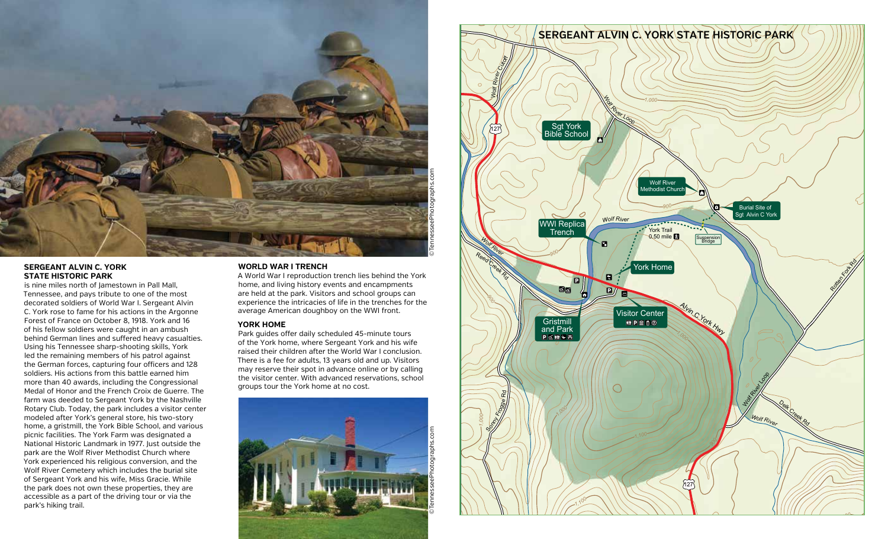## SERGEANT ALVIN C. YORK STATE HISTORIC PARK

is nine miles north of Jamestown in Pall Mall, Tennessee, and pays tribute to one of the most decorated soldiers of World War I. Sergeant Alvin C. York rose to fame for his actions in the Argonne Forest of France on October 8, 1918. York and 16 of his fellow soldiers were caught in an ambush behind German lines and suffered heavy casualties. Using his Tennessee sharp-shooting skills, York led the remaining members of his patrol against the German forces, capturing four officers and 128 soldiers. His actions from this battle earned him more than 40 awards, including the Congressional Medal of Honor and the French Croix de Guerre. The farm was deeded to Sergeant York by the Nashville Rotary Club. Today, the park includes a visitor center modeled after York's general store, his two-story home, a gristmill, the York Bible School, and various picnic facilities. The York Farm was designated a National Historic Landmark in 1977. Just outside the park are the Wolf River Methodist Church where York experienced his religious conversion, and the Wolf River Cemetery which includes the burial site of Sergeant York and his wife, Miss Gracie. While the park does not own these properties, they are accessible as a part of the driving tour or via the park's hiking trail.

### WORLD WAR I TRENCH

A World War I reproduction trench lies behind the York home, and living history events and encampments are held at the park. Visitors and school groups can experience the intricacies of life in the trenches for the average American doughboy on the WWI front.

### YORK HOME

Park guides offer daily scheduled 45-minute tours of the York home, where Sergeant York and his wife raised their children after the World War I conclusion. There is a fee for adults, 13 years old and up. Visitors may reserve their spot in advance online or by calling the visitor center. With advanced reservations, school groups tour the York home at no cost.

©TennesseePhotographs.com

©TennesseePhotographs.com

## SERGEANT ALVIN C. YORK STATE HISTORIC PARK

Sgt York Bible School
Wolf River Methodist Church
Burial Site of Sgt Alvin C York
WWI Replica Trench
York Trail 0.50 mile
Suspension Bridge
York Home
Visitor Center
Gristmill and Park
Wolf River
Wolf River Cutoff
Wolf River Loop
Reed Creek Rd
Sonny Froggs Rd
Alvin C York Hwy
Rotten Fork Rd
Delk Creek Rd
127
900
1,000
1,100